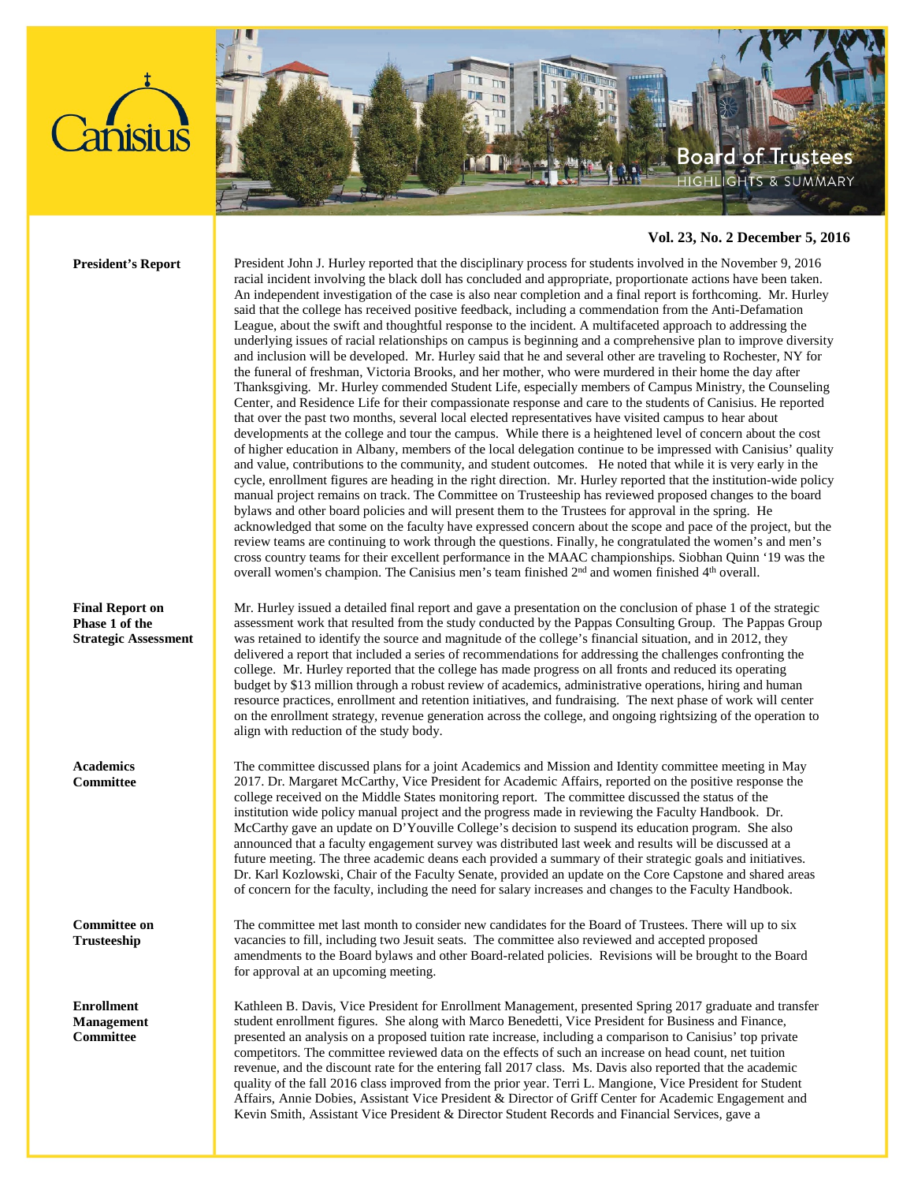# Board of Trustees

HIGHLIGHTS & SUMMARY

**Vol. 23, No. 2 December 5, 2016**

**President's Report**

President John J. Hurley reported that the disciplinary process for students involved in the November 9, 2016 racial incident involving the black doll has concluded and appropriate, proportionate actions have been taken. An independent investigation of the case is also near completion and a final report is forthcoming. Mr. Hurley said that the college has received positive feedback, including a commendation from the Anti-Defamation League, about the swift and thoughtful response to the incident. A multifaceted approach to addressing the underlying issues of racial relationships on campus is beginning and a comprehensive plan to improve diversity and inclusion will be developed. Mr. Hurley said that he and several other are traveling to Rochester, NY for the funeral of freshman, Victoria Brooks, and her mother, who were murdered in their home the day after Thanksgiving. Mr. Hurley commended Student Life, especially members of Campus Ministry, the Counseling Center, and Residence Life for their compassionate response and care to the students of Canisius. He reported that over the past two months, several local elected representatives have visited campus to hear about developments at the college and tour the campus. While there is a heightened level of concern about the cost of higher education in Albany, members of the local delegation continue to be impressed with Canisius' quality and value, contributions to the community, and student outcomes. He noted that while it is very early in the cycle, enrollment figures are heading in the right direction. Mr. Hurley reported that the institution-wide policy manual project remains on track. The Committee on Trusteeship has reviewed proposed changes to the board bylaws and other board policies and will present them to the Trustees for approval in the spring. He acknowledged that some on the faculty have expressed concern about the scope and pace of the project, but the review teams are continuing to work through the questions. Finally, he congratulated the women's and men's cross country teams for their excellent performance in the MAAC championships. Siobhan Quinn '19 was the overall women's champion. The Canisius men's team finished 2nd and women finished 4th overall.

**Final Report on Phase 1 of the Strategic Assessment**

Mr. Hurley issued a detailed final report and gave a presentation on the conclusion of phase 1 of the strategic assessment work that resulted from the study conducted by the Pappas Consulting Group. The Pappas Group was retained to identify the source and magnitude of the college's financial situation, and in 2012, they delivered a report that included a series of recommendations for addressing the challenges confronting the college. Mr. Hurley reported that the college has made progress on all fronts and reduced its operating budget by $13 million through a robust review of academics, administrative operations, hiring and human resource practices, enrollment and retention initiatives, and fundraising. The next phase of work will center on the enrollment strategy, revenue generation across the college, and ongoing rightsizing of the operation to align with reduction of the study body.

**Academics Committee**

The committee discussed plans for a joint Academics and Mission and Identity committee meeting in May 2017. Dr. Margaret McCarthy, Vice President for Academic Affairs, reported on the positive response the college received on the Middle States monitoring report. The committee discussed the status of the institution wide policy manual project and the progress made in reviewing the Faculty Handbook. Dr. McCarthy gave an update on D'Youville College's decision to suspend its education program. She also announced that a faculty engagement survey was distributed last week and results will be discussed at a future meeting. The three academic deans each provided a summary of their strategic goals and initiatives. Dr. Karl Kozlowski, Chair of the Faculty Senate, provided an update on the Core Capstone and shared areas of concern for the faculty, including the need for salary increases and changes to the Faculty Handbook.

**Committee on Trusteeship**

The committee met last month to consider new candidates for the Board of Trustees. There will up to six vacancies to fill, including two Jesuit seats. The committee also reviewed and accepted proposed amendments to the Board bylaws and other Board-related policies. Revisions will be brought to the Board for approval at an upcoming meeting.

**Enrollment Management Committee**

Kathleen B. Davis, Vice President for Enrollment Management, presented Spring 2017 graduate and transfer student enrollment figures. She along with Marco Benedetti, Vice President for Business and Finance, presented an analysis on a proposed tuition rate increase, including a comparison to Canisius' top private competitors. The committee reviewed data on the effects of such an increase on head count, net tuition revenue, and the discount rate for the entering fall 2017 class. Ms. Davis also reported that the academic quality of the fall 2016 class improved from the prior year. Terri L. Mangione, Vice President for Student Affairs, Annie Dobies, Assistant Vice President & Director of Griff Center for Academic Engagement and Kevin Smith, Assistant Vice President & Director Student Records and Financial Services, gave a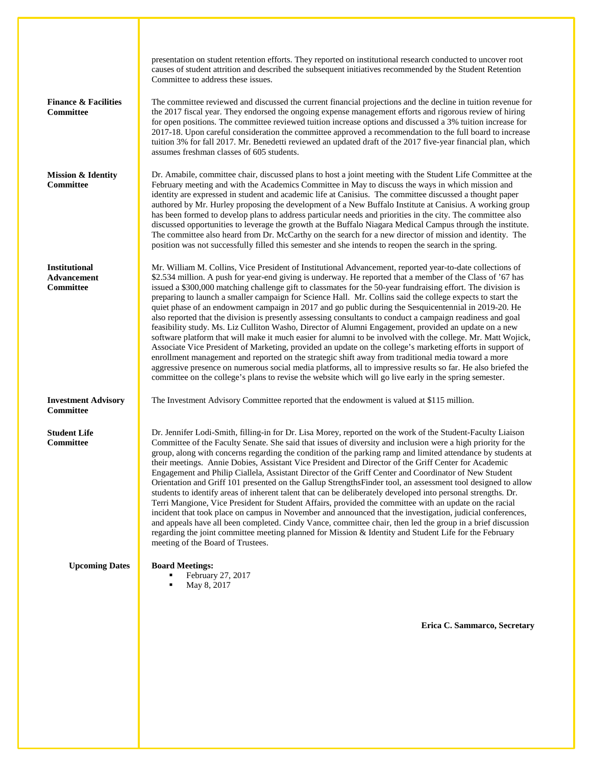presentation on student retention efforts. They reported on institutional research conducted to uncover root causes of student attrition and described the subsequent initiatives recommended by the Student Retention Committee to address these issues.

**Finance & Facilities Committee**

The committee reviewed and discussed the current financial projections and the decline in tuition revenue for the 2017 fiscal year. They endorsed the ongoing expense management efforts and rigorous review of hiring for open positions. The committee reviewed tuition increase options and discussed a 3% tuition increase for 2017-18. Upon careful consideration the committee approved a recommendation to the full board to increase tuition 3% for fall 2017. Mr. Benedetti reviewed an updated draft of the 2017 five-year financial plan, which assumes freshman classes of 605 students.

**Mission & Identity Committee**

Dr. Amabile, committee chair, discussed plans to host a joint meeting with the Student Life Committee at the February meeting and with the Academics Committee in May to discuss the ways in which mission and identity are expressed in student and academic life at Canisius. The committee discussed a thought paper authored by Mr. Hurley proposing the development of a New Buffalo Institute at Canisius. A working group has been formed to develop plans to address particular needs and priorities in the city. The committee also discussed opportunities to leverage the growth at the Buffalo Niagara Medical Campus through the institute. The committee also heard from Dr. McCarthy on the search for a new director of mission and identity. The position was not successfully filled this semester and she intends to reopen the search in the spring.

**Institutional Advancement Committee**

Mr. William M. Collins, Vice President of Institutional Advancement, reported year-to-date collections of $2.534 million. A push for year-end giving is underway. He reported that a member of the Class of '67 has issued a $300,000 matching challenge gift to classmates for the 50-year fundraising effort. The division is preparing to launch a smaller campaign for Science Hall. Mr. Collins said the college expects to start the quiet phase of an endowment campaign in 2017 and go public during the Sesquicentennial in 2019-20. He also reported that the division is presently assessing consultants to conduct a campaign readiness and goal feasibility study. Ms. Liz Culliton Washo, Director of Alumni Engagement, provided an update on a new software platform that will make it much easier for alumni to be involved with the college. Mr. Matt Wojick, Associate Vice President of Marketing, provided an update on the college's marketing efforts in support of enrollment management and reported on the strategic shift away from traditional media toward a more aggressive presence on numerous social media platforms, all to impressive results so far. He also briefed the committee on the college's plans to revise the website which will go live early in the spring semester.

**Investment Advisory Committee**

The Investment Advisory Committee reported that the endowment is valued at $115 million.

**Student Life Committee**

Dr. Jennifer Lodi-Smith, filling-in for Dr. Lisa Morey, reported on the work of the Student-Faculty Liaison Committee of the Faculty Senate. She said that issues of diversity and inclusion were a high priority for the group, along with concerns regarding the condition of the parking ramp and limited attendance by students at their meetings. Annie Dobies, Assistant Vice President and Director of the Griff Center for Academic Engagement and Philip Ciallela, Assistant Director of the Griff Center and Coordinator of New Student Orientation and Griff 101 presented on the Gallup StrengthsFinder tool, an assessment tool designed to allow students to identify areas of inherent talent that can be deliberately developed into personal strengths. Dr. Terri Mangione, Vice President for Student Affairs, provided the committee with an update on the racial incident that took place on campus in November and announced that the investigation, judicial conferences, and appeals have all been completed. Cindy Vance, committee chair, then led the group in a brief discussion regarding the joint committee meeting planned for Mission & Identity and Student Life for the February meeting of the Board of Trustees.

**Upcoming Dates**

**Board Meetings:**

- February 27, 2017
- May 8, 2017

**Erica C. Sammarco, Secretary**